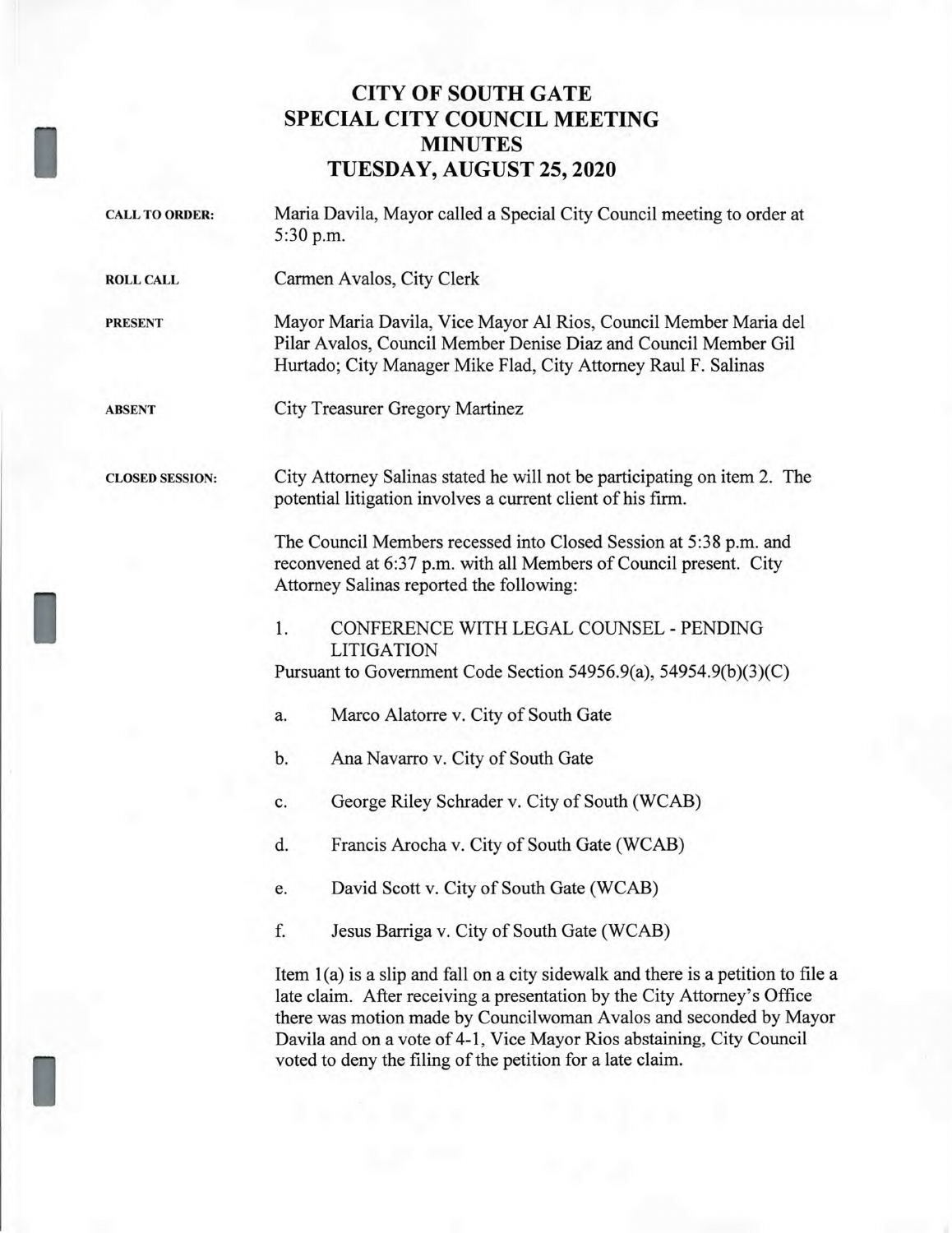# CITY OF SOUTH GATE
# SPECIAL CITY COUNCIL MEETING
# MINUTES
# TUESDAY, AUGUST 25, 2020

**CALL TO ORDER:** Maria Davila, Mayor called a Special City Council meeting to order at 5:30 p.m.

**ROLL CALL** Carmen Avalos, City Clerk

**PRESENT** Mayor Maria Davila, Vice Mayor Al Rios, Council Member Maria del Pilar Avalos, Council Member Denise Diaz and Council Member Gil Hurtado; City Manager Mike Flad, City Attorney Raul F. Salinas

**ABSENT** City Treasurer Gregory Martinez

**CLOSED SESSION:** City Attorney Salinas stated he will not be participating on item 2. The potential litigation involves a current client of his firm.

The Council Members recessed into Closed Session at 5:38 p.m. and reconvened at 6:37 p.m. with all Members of Council present. City Attorney Salinas reported the following:

1. CONFERENCE WITH LEGAL COUNSEL - PENDING LITIGATION

Pursuant to Government Code Section 54956.9(a), 54954.9(b)(3)(C)

a. Marco Alatorre v. City of South Gate

b. Ana Navarro v. City of South Gate

c. George Riley Schrader v. City of South (WCAB)

d. Francis Arocha v. City of South Gate (WCAB)

e. David Scott v. City of South Gate (WCAB)

f. Jesus Barriga v. City of South Gate (WCAB)

Item 1(a) is a slip and fall on a city sidewalk and there is a petition to file a late claim. After receiving a presentation by the City Attorney's Office there was motion made by Councilwoman Avalos and seconded by Mayor Davila and on a vote of 4-1, Vice Mayor Rios abstaining, City Council voted to deny the filing of the petition for a late claim.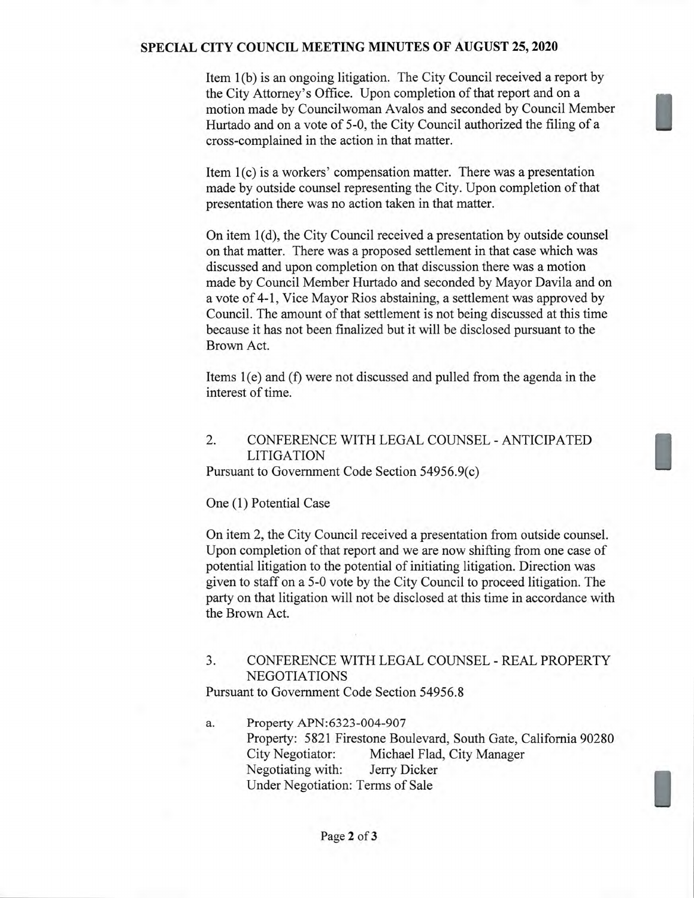Item 1(b) is an ongoing litigation. The City Council received a report by the City Attorney's Office. Upon completion of that report and on a motion made by Councilwoman Avalos and seconded by Council Member Hurtado and on a vote of 5-0, the City Council authorized the filing of a cross-complained in the action in that matter.

Item 1(c) is a workers' compensation matter. There was a presentation made by outside counsel representing the City. Upon completion of that presentation there was no action taken in that matter.

On item 1(d), the City Council received a presentation by outside counsel on that matter. There was a proposed settlement in that case which was discussed and upon completion on that discussion there was a motion made by Council Member Hurtado and seconded by Mayor Davila and on a vote of 4-1, Vice Mayor Rios abstaining, a settlement was approved by Council. The amount of that settlement is not being discussed at this time because it has not been finalized but it will be disclosed pursuant to the Brown Act.

Items 1(e) and (f) were not discussed and pulled from the agenda in the interest of time.

2. CONFERENCE WITH LEGAL COUNSEL - ANTICIPATED LITIGATION

Pursuant to Government Code Section 54956.9(c)

One (1) Potential Case

On item 2, the City Council received a presentation from outside counsel. Upon completion of that report and we are now shifting from one case of potential litigation to the potential of initiating litigation. Direction was given to staff on a 5-0 vote by the City Council to proceed litigation. The party on that litigation will not be disclosed at this time in accordance with the Brown Act.

3. CONFERENCE WITH LEGAL COUNSEL - REAL PROPERTY NEGOTIATIONS

Pursuant to Government Code Section 54956.8

a. Property APN:6323-004-907
   Property: 5821 Firestone Boulevard, South Gate, California 90280
   City Negotiator: Michael Flad, City Manager
   Negotiating with: Jerry Dicker
   Under Negotiation: Terms of Sale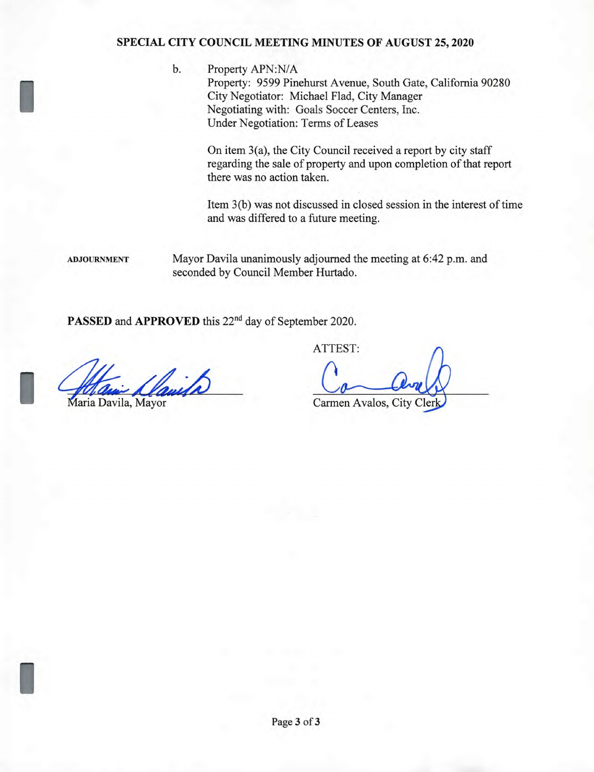## SPECIAL CITY COUNCIL MEETING MINUTES OF AUGUST 25, 2020

b. Property APN:N/A
   Property: 9599 Pinehurst Avenue, South Gate, California 90280
   City Negotiator: Michael Flad, City Manager
   Negotiating with: Goals Soccer Centers, Inc.
   Under Negotiation: Terms of Leases

   On item 3(a), the City Council received a report by city staff regarding the sale of property and upon completion of that report there was no action taken.

   Item 3(b) was not discussed in closed session in the interest of time and was differed to a future meeting.

**ADJOURNMENT**

Mayor Davila unanimously adjourned the meeting at 6:42 p.m. and seconded by Council Member Hurtado.

**PASSED** and **APPROVED** this 22nd day of September 2020.

Maria Davila, Mayor

ATTEST:

Carmen Avalos, City Clerk